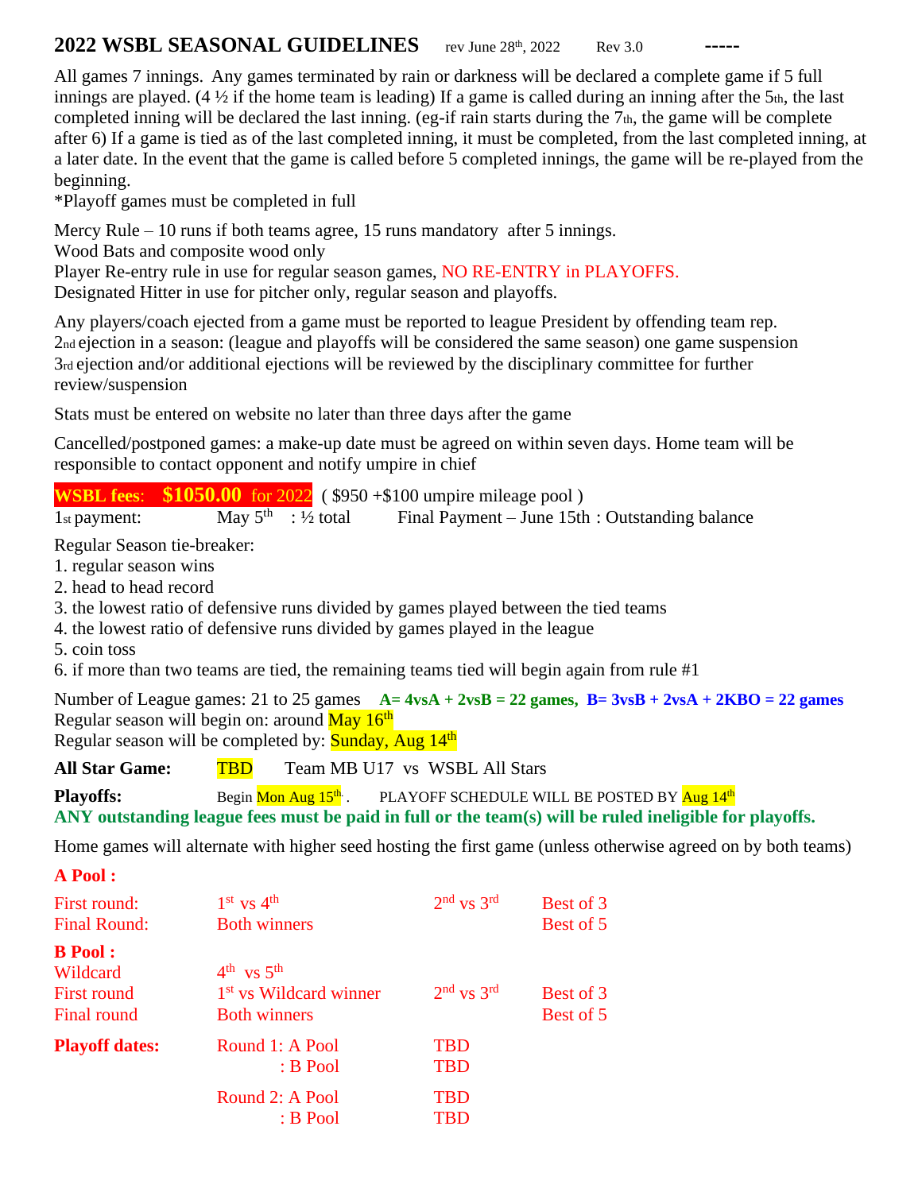# 2022 WSBL SEASONAL GUIDELINES

rev June 28th, 2022  Rev 3.0  -----

All games 7 innings. Any games terminated by rain or darkness will be declared a complete game if 5 full innings are played. (4 ½ if the home team is leading) If a game is called during an inning after the 5th, the last completed inning will be declared the last inning. (eg-if rain starts during the 7th, the game will be complete after 6) If a game is tied as of the last completed inning, it must be completed, from the last completed inning, at a later date. In the event that the game is called before 5 completed innings, the game will be re-played from the beginning.

*Playoff games must be completed in full

Mercy Rule – 10 runs if both teams agree, 15 runs mandatory after 5 innings.
Wood Bats and composite wood only
Player Re-entry rule in use for regular season games, NO RE-ENTRY in PLAYOFFS.
Designated Hitter in use for pitcher only, regular season and playoffs.

Any players/coach ejected from a game must be reported to league President by offending team rep.
2nd ejection in a season: (league and playoffs will be considered the same season) one game suspension
3rd ejection and/or additional ejections will be reviewed by the disciplinary committee for further review/suspension

Stats must be entered on website no later than three days after the game

Cancelled/postponed games: a make-up date must be agreed on within seven days. Home team will be responsible to contact opponent and notify umpire in chief

**WSBL fees: $1050.00 for 2022** ( $950 +$100 umpire mileage pool )
1st payment: May 5th : ½ total  Final Payment – June 15th : Outstanding balance

Regular Season tie-breaker:
1. regular season wins
2. head to head record
3. the lowest ratio of defensive runs divided by games played between the tied teams
4. the lowest ratio of defensive runs divided by games played in the league
5. coin toss
6. if more than two teams are tied, the remaining teams tied will begin again from rule #1

Number of League games: 21 to 25 games  **A= 4vsA + 2vsB = 22 games, B= 3vsB + 2vsA + 2KBO = 22 games**
Regular season will begin on: around May 16th
Regular season will be completed by: Sunday, Aug 14th

**All Star Game:** TBD  Team MB U17 vs WSBL All Stars

**Playoffs:** Begin Mon Aug 15th. PLAYOFF SCHEDULE WILL BE POSTED BY Aug 14th

**ANY outstanding league fees must be paid in full or the team(s) will be ruled ineligible for playoffs.**

Home games will alternate with higher seed hosting the first game (unless otherwise agreed on by both teams)

**A Pool :**

| | | | |
|---|---|---|---|
| First round: | 1st vs 4th | 2nd vs 3rd | Best of 3 |
| Final Round: | Both winners | | Best of 5 |

**B Pool :**

| | | | |
|---|---|---|---|
| Wildcard | 4th vs 5th | | |
| First round | 1st vs Wildcard winner | 2nd vs 3rd | Best of 3 |
| Final round | Both winners | | Best of 5 |

**Playoff dates:**

| | | |
|---|---|---|
| Round 1: | A Pool | TBD |
| | B Pool | TBD |
| Round 2: | A Pool | TBD |
| | B Pool | TBD |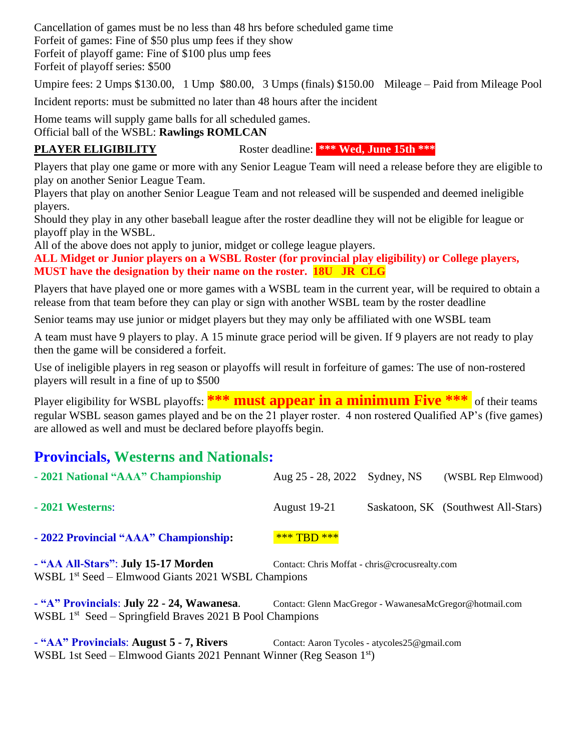Cancellation of games must be no less than 48 hrs before scheduled game time
Forfeit of games: Fine of $50 plus ump fees if they show
Forfeit of playoff game: Fine of $100 plus ump fees
Forfeit of playoff series: $500

Umpire fees: 2 Umps $130.00, 1 Ump $80.00, 3 Umps (finals) $150.00 Mileage – Paid from Mileage Pool

Incident reports: must be submitted no later than 48 hours after the incident

Home teams will supply game balls for all scheduled games.
Official ball of the WSBL: **Rawlings ROMLCAN**

**PLAYER ELIGIBILITY** Roster deadline: **\*\*\* Wed, June 15th \*\*\***

Players that play one game or more with any Senior League Team will need a release before they are eligible to play on another Senior League Team.
Players that play on another Senior League Team and not released will be suspended and deemed ineligible players.
Should they play in any other baseball league after the roster deadline they will not be eligible for league or playoff play in the WSBL.
All of the above does not apply to junior, midget or college league players.
**ALL Midget or Junior players on a WSBL Roster (for provincial play eligibility) or College players, MUST have the designation by their name on the roster. 18U JR CLG**

Players that have played one or more games with a WSBL team in the current year, will be required to obtain a release from that team before they can play or sign with another WSBL team by the roster deadline

Senior teams may use junior or midget players but they may only be affiliated with one WSBL team

A team must have 9 players to play. A 15 minute grace period will be given. If 9 players are not ready to play then the game will be considered a forfeit.

Use of ineligible players in reg season or playoffs will result in forfeiture of games: The use of non-rostered players will result in a fine of up to $500

Player eligibility for WSBL playoffs: **\*\*\* must appear in a minimum Five \*\*\*** of their teams regular WSBL season games played and be on the 21 player roster. 4 non rostered Qualified AP's (five games) are allowed as well and must be declared before playoffs begin.

## Provincials, Westerns and Nationals:

| | | | |
|---|---|---|---|
| **- 2021 National "AAA" Championship** | Aug 25 - 28, 2022 | Sydney, NS | (WSBL Rep Elmwood) |
| **- 2021 Westerns:** | August 19-21 | Saskatoon, SK | (Southwest All-Stars) |
| **- 2022 Provincial "AAA" Championship:** | \*\*\* TBD \*\*\* | | |

**- "AA All-Stars": July 15-17 Morden** Contact: Chris Moffat - chris@crocusrealty.com
WSBL 1st Seed – Elmwood Giants 2021 WSBL Champions

**- "A" Provincials: July 22 - 24, Wawanesa.** Contact: Glenn MacGregor - WawanesaMcGregor@hotmail.com
WSBL 1st Seed – Springfield Braves 2021 B Pool Champions

**- "AA" Provincials: August 5 - 7, Rivers** Contact: Aaron Tycoles - atycoles25@gmail.com
WSBL 1st Seed – Elmwood Giants 2021 Pennant Winner (Reg Season 1st)